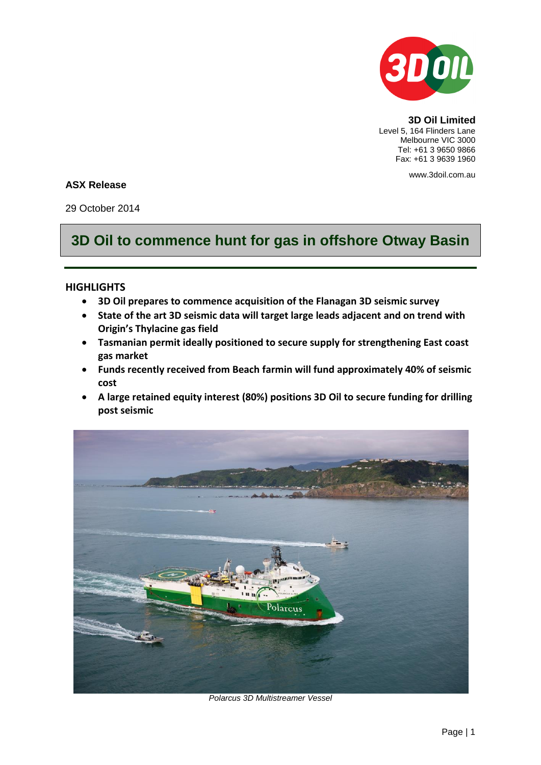**3D Oil Limited**
Level 5, 164 Flinders Lane
Melbourne VIC 3000
Tel: +61 3 9650 9866
Fax: +61 3 9639 1960

www.3doil.com.au

**ASX Release**

29 October 2014

# 3D Oil to commence hunt for gas in offshore Otway Basin

## HIGHLIGHTS

- **3D Oil prepares to commence acquisition of the Flanagan 3D seismic survey**
- **State of the art 3D seismic data will target large leads adjacent and on trend with Origin's Thylacine gas field**
- **Tasmanian permit ideally positioned to secure supply for strengthening East coast gas market**
- **Funds recently received from Beach farmin will fund approximately 40% of seismic cost**
- **A large retained equity interest (80%) positions 3D Oil to secure funding for drilling post seismic**

*Polarcus 3D Multistreamer Vessel*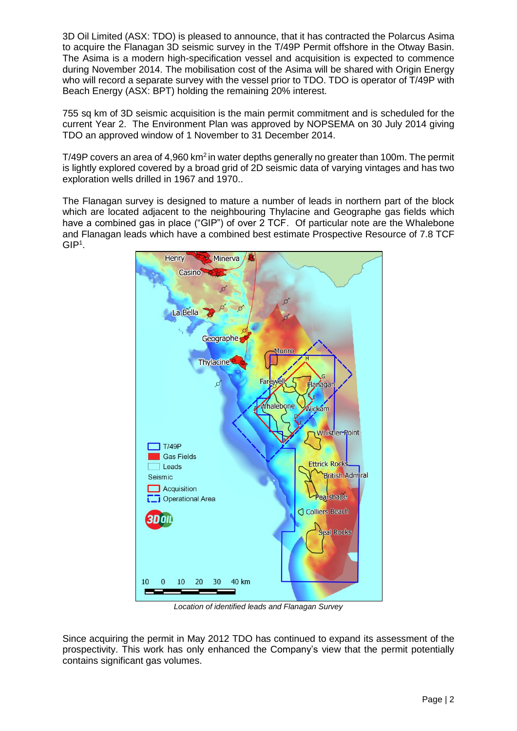3D Oil Limited (ASX: TDO) is pleased to announce, that it has contracted the Polarcus Asima to acquire the Flanagan 3D seismic survey in the T/49P Permit offshore in the Otway Basin. The Asima is a modern high-specification vessel and acquisition is expected to commence during November 2014. The mobilisation cost of the Asima will be shared with Origin Energy who will record a separate survey with the vessel prior to TDO. TDO is operator of T/49P with Beach Energy (ASX: BPT) holding the remaining 20% interest.

755 sq km of 3D seismic acquisition is the main permit commitment and is scheduled for the current Year 2. The Environment Plan was approved by NOPSEMA on 30 July 2014 giving TDO an approved window of 1 November to 31 December 2014.

T/49P covers an area of 4,960 km$^2$ in water depths generally no greater than 100m. The permit is lightly explored covered by a broad grid of 2D seismic data of varying vintages and has two exploration wells drilled in 1967 and 1970..

The Flanagan survey is designed to mature a number of leads in northern part of the block which are located adjacent to the neighbouring Thylacine and Geographe gas fields which have a combined gas in place ("GIP") of over 2 TCF. Of particular note are the Whalebone and Flanagan leads which have a combined best estimate Prospective Resource of 7.8 TCF GIP[1].

*Location of identified leads and Flanagan Survey*

Since acquiring the permit in May 2012 TDO has continued to expand its assessment of the prospectivity. This work has only enhanced the Company's view that the permit potentially contains significant gas volumes.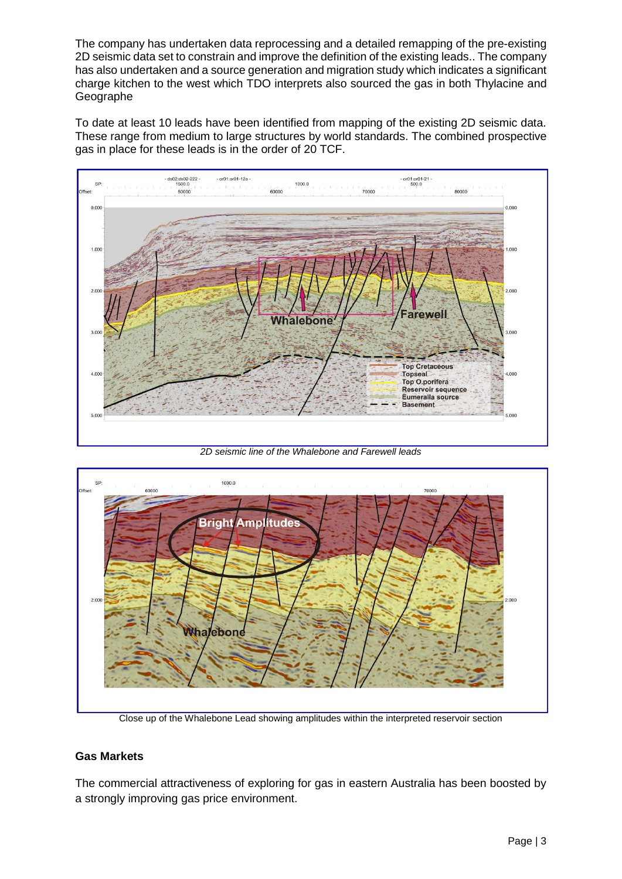The company has undertaken data reprocessing and a detailed remapping of the pre-existing 2D seismic data set to constrain and improve the definition of the existing leads.. The company has also undertaken and a source generation and migration study which indicates a significant charge kitchen to the west which TDO interprets also sourced the gas in both Thylacine and Geographe

To date at least 10 leads have been identified from mapping of the existing 2D seismic data. These range from medium to large structures by world standards. The combined prospective gas in place for these leads is in the order of 20 TCF.

*2D seismic line of the Whalebone and Farewell leads*

Close up of the Whalebone Lead showing amplitudes within the interpreted reservoir section

### Gas Markets

The commercial attractiveness of exploring for gas in eastern Australia has been boosted by a strongly improving gas price environment.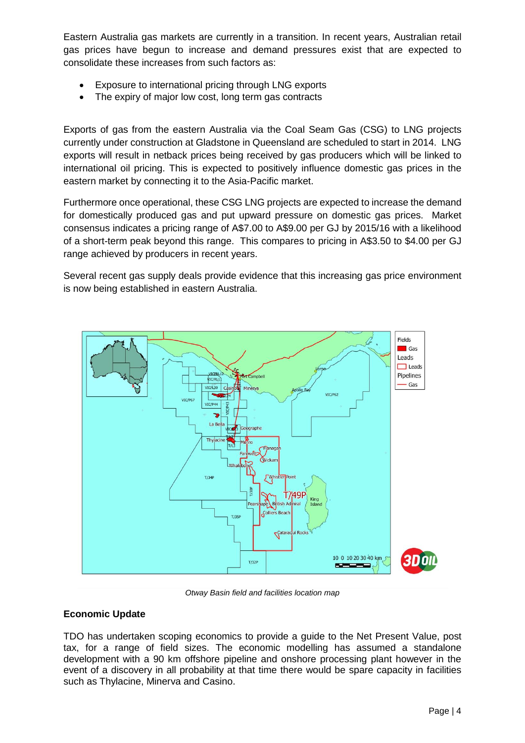Eastern Australia gas markets are currently in a transition. In recent years, Australian retail gas prices have begun to increase and demand pressures exist that are expected to consolidate these increases from such factors as:

- Exposure to international pricing through LNG exports
- The expiry of major low cost, long term gas contracts

Exports of gas from the eastern Australia via the Coal Seam Gas (CSG) to LNG projects currently under construction at Gladstone in Queensland are scheduled to start in 2014. LNG exports will result in netback prices being received by gas producers which will be linked to international oil pricing. This is expected to positively influence domestic gas prices in the eastern market by connecting it to the Asia-Pacific market.

Furthermore once operational, these CSG LNG projects are expected to increase the demand for domestically produced gas and put upward pressure on domestic gas prices. Market consensus indicates a pricing range of A$7.00 to A$9.00 per GJ by 2015/16 with a likelihood of a short-term peak beyond this range. This compares to pricing in A$3.50 to $4.00 per GJ range achieved by producers in recent years.

Several recent gas supply deals provide evidence that this increasing gas price environment is now being established in eastern Australia.

*Otway Basin field and facilities location map*

## Economic Update

TDO has undertaken scoping economics to provide a guide to the Net Present Value, post tax, for a range of field sizes. The economic modelling has assumed a standalone development with a 90 km offshore pipeline and onshore processing plant however in the event of a discovery in all probability at that time there would be spare capacity in facilities such as Thylacine, Minerva and Casino.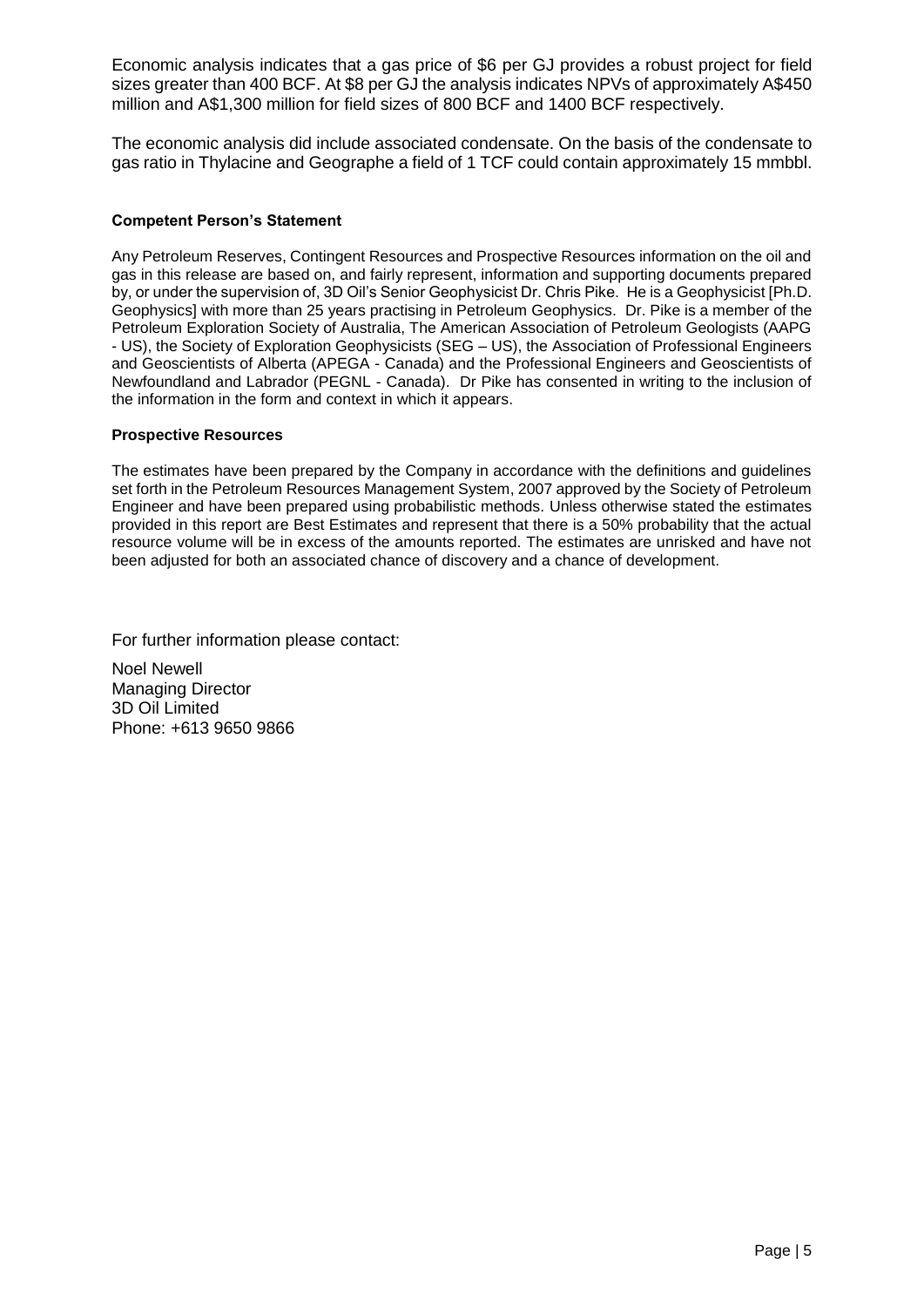Economic analysis indicates that a gas price of $6 per GJ provides a robust project for field sizes greater than 400 BCF. At $8 per GJ the analysis indicates NPVs of approximately A$450 million and A$1,300 million for field sizes of 800 BCF and 1400 BCF respectively.

The economic analysis did include associated condensate. On the basis of the condensate to gas ratio in Thylacine and Geographe a field of 1 TCF could contain approximately 15 mmbbl.

**Competent Person's Statement**

Any Petroleum Reserves, Contingent Resources and Prospective Resources information on the oil and gas in this release are based on, and fairly represent, information and supporting documents prepared by, or under the supervision of, 3D Oil's Senior Geophysicist Dr. Chris Pike. He is a Geophysicist [Ph.D. Geophysics] with more than 25 years practising in Petroleum Geophysics. Dr. Pike is a member of the Petroleum Exploration Society of Australia, The American Association of Petroleum Geologists (AAPG - US), the Society of Exploration Geophysicists (SEG – US), the Association of Professional Engineers and Geoscientists of Alberta (APEGA - Canada) and the Professional Engineers and Geoscientists of Newfoundland and Labrador (PEGNL - Canada). Dr Pike has consented in writing to the inclusion of the information in the form and context in which it appears.

**Prospective Resources**

The estimates have been prepared by the Company in accordance with the definitions and guidelines set forth in the Petroleum Resources Management System, 2007 approved by the Society of Petroleum Engineer and have been prepared using probabilistic methods. Unless otherwise stated the estimates provided in this report are Best Estimates and represent that there is a 50% probability that the actual resource volume will be in excess of the amounts reported. The estimates are unrisked and have not been adjusted for both an associated chance of discovery and a chance of development.

For further information please contact:

Noel Newell
Managing Director
3D Oil Limited
Phone: +613 9650 9866